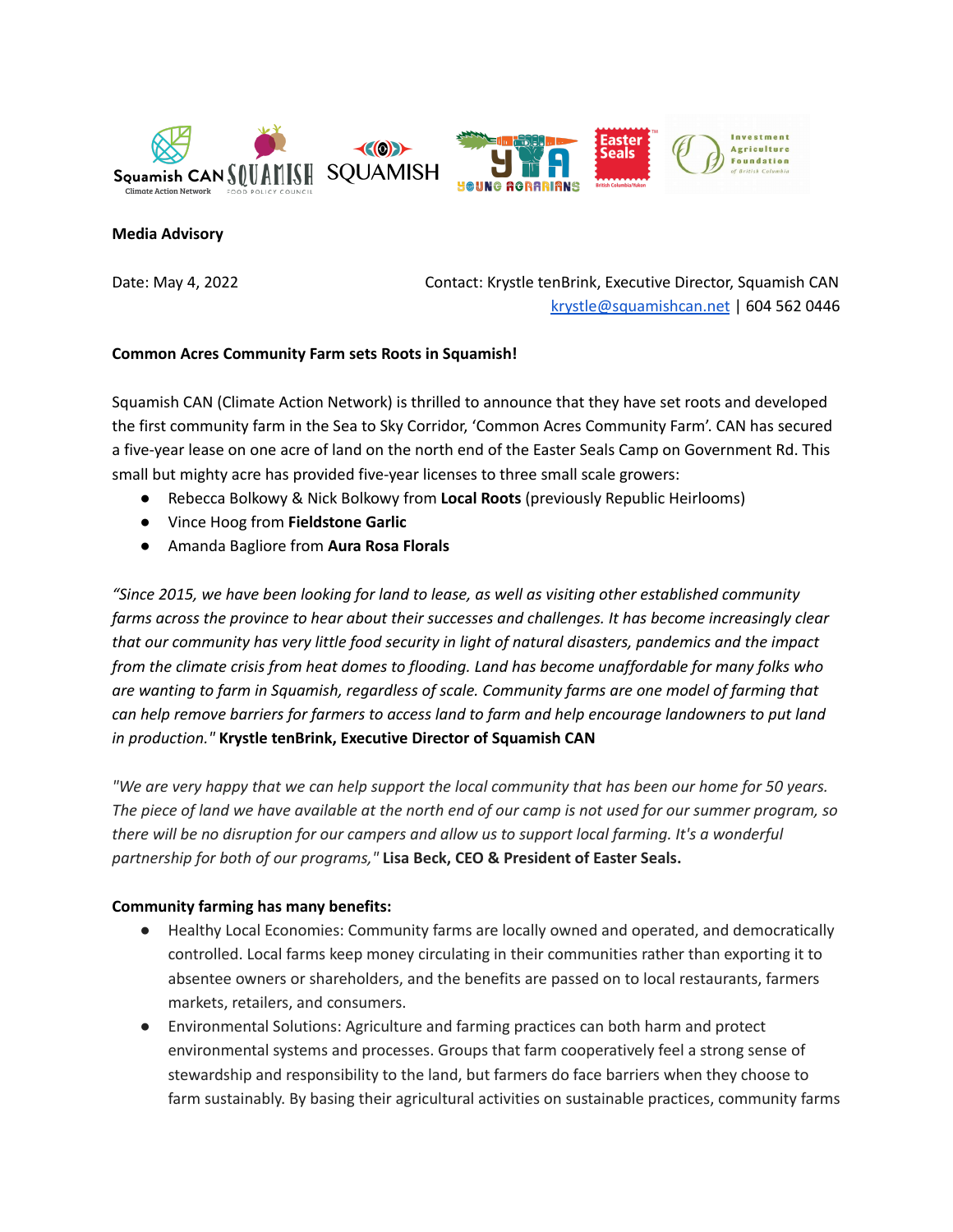**Media Advisory**

Date: May 4, 2022

Contact: Krystle tenBrink, Executive Director, Squamish CAN
krystle@squamishcan.net | 604 562 0446

**Common Acres Community Farm sets Roots in Squamish!**

Squamish CAN (Climate Action Network) is thrilled to announce that they have set roots and developed the first community farm in the Sea to Sky Corridor, 'Common Acres Community Farm'. CAN has secured a five-year lease on one acre of land on the north end of the Easter Seals Camp on Government Rd. This small but mighty acre has provided five-year licenses to three small scale growers:

- Rebecca Bolkowy & Nick Bolkowy from **Local Roots** (previously Republic Heirlooms)
- Vince Hoog from **Fieldstone Garlic**
- Amanda Bagliore from **Aura Rosa Florals**

*"Since 2015, we have been looking for land to lease, as well as visiting other established community farms across the province to hear about their successes and challenges. It has become increasingly clear that our community has very little food security in light of natural disasters, pandemics and the impact from the climate crisis from heat domes to flooding. Land has become unaffordable for many folks who are wanting to farm in Squamish, regardless of scale. Community farms are one model of farming that can help remove barriers for farmers to access land to farm and help encourage landowners to put land in production."* **Krystle tenBrink, Executive Director of Squamish CAN**

*"We are very happy that we can help support the local community that has been our home for 50 years. The piece of land we have available at the north end of our camp is not used for our summer program, so there will be no disruption for our campers and allow us to support local farming. It's a wonderful partnership for both of our programs,"* **Lisa Beck, CEO & President of Easter Seals.**

**Community farming has many benefits:**

- Healthy Local Economies: Community farms are locally owned and operated, and democratically controlled. Local farms keep money circulating in their communities rather than exporting it to absentee owners or shareholders, and the benefits are passed on to local restaurants, farmers markets, retailers, and consumers.
- Environmental Solutions: Agriculture and farming practices can both harm and protect environmental systems and processes. Groups that farm cooperatively feel a strong sense of stewardship and responsibility to the land, but farmers do face barriers when they choose to farm sustainably. By basing their agricultural activities on sustainable practices, community farms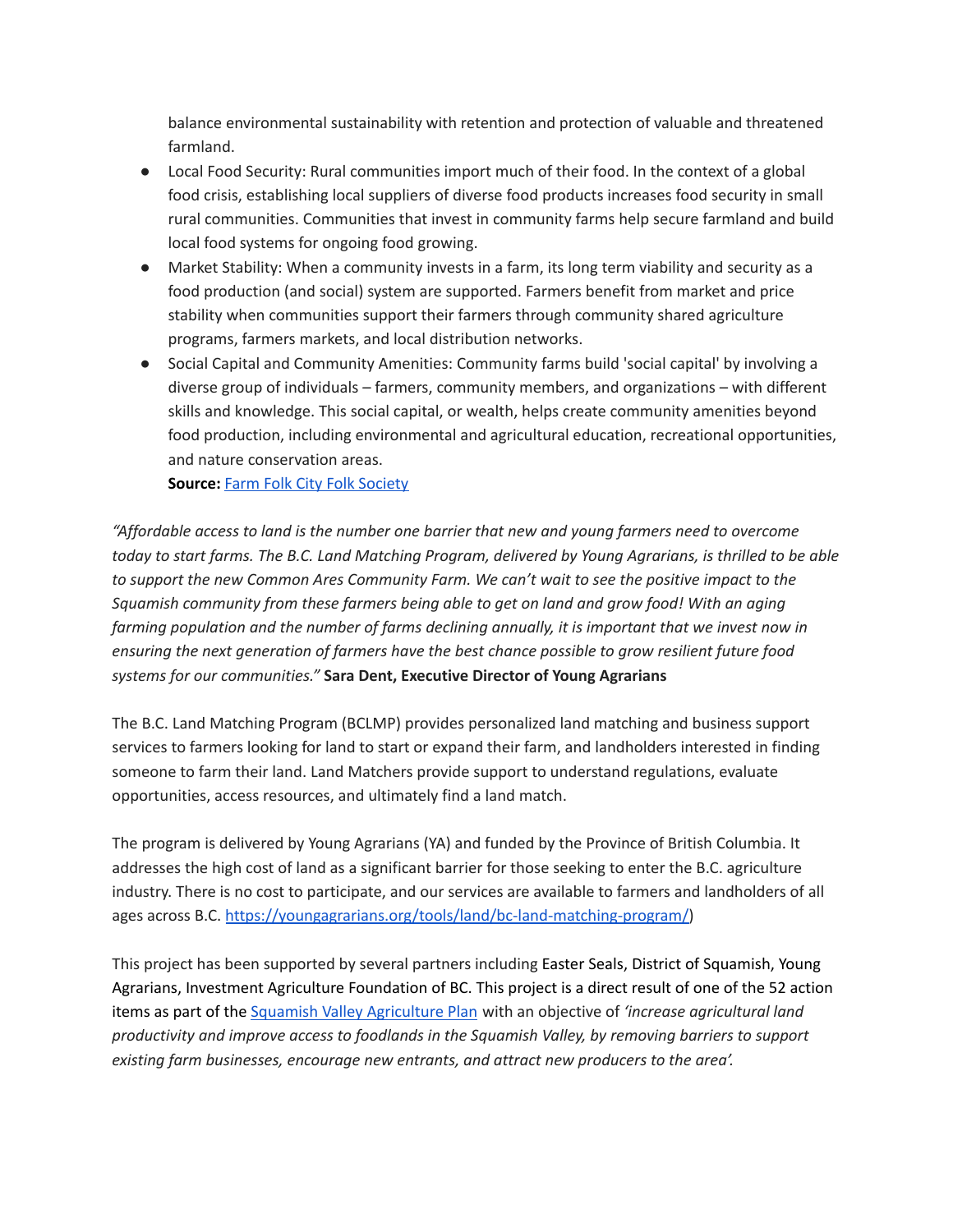balance environmental sustainability with retention and protection of valuable and threatened farmland.

- Local Food Security: Rural communities import much of their food. In the context of a global food crisis, establishing local suppliers of diverse food products increases food security in small rural communities. Communities that invest in community farms help secure farmland and build local food systems for ongoing food growing.
- Market Stability: When a community invests in a farm, its long term viability and security as a food production (and social) system are supported. Farmers benefit from market and price stability when communities support their farmers through community shared agriculture programs, farmers markets, and local distribution networks.
- Social Capital and Community Amenities: Community farms build 'social capital' by involving a diverse group of individuals – farmers, community members, and organizations – with different skills and knowledge. This social capital, or wealth, helps create community amenities beyond food production, including environmental and agricultural education, recreational opportunities, and nature conservation areas.
  **Source:** Farm Folk City Folk Society

*"Affordable access to land is the number one barrier that new and young farmers need to overcome today to start farms. The B.C. Land Matching Program, delivered by Young Agrarians, is thrilled to be able to support the new Common Ares Community Farm. We can't wait to see the positive impact to the Squamish community from these farmers being able to get on land and grow food! With an aging farming population and the number of farms declining annually, it is important that we invest now in ensuring the next generation of farmers have the best chance possible to grow resilient future food systems for our communities."* **Sara Dent, Executive Director of Young Agrarians**

The B.C. Land Matching Program (BCLMP) provides personalized land matching and business support services to farmers looking for land to start or expand their farm, and landholders interested in finding someone to farm their land. Land Matchers provide support to understand regulations, evaluate opportunities, access resources, and ultimately find a land match.

The program is delivered by Young Agrarians (YA) and funded by the Province of British Columbia. It addresses the high cost of land as a significant barrier for those seeking to enter the B.C. agriculture industry. There is no cost to participate, and our services are available to farmers and landholders of all ages across B.C. https://youngagrarians.org/tools/land/bc-land-matching-program/)

This project has been supported by several partners including Easter Seals, District of Squamish, Young Agrarians, Investment Agriculture Foundation of BC. This project is a direct result of one of the 52 action items as part of the Squamish Valley Agriculture Plan with an objective of *'increase agricultural land productivity and improve access to foodlands in the Squamish Valley, by removing barriers to support existing farm businesses, encourage new entrants, and attract new producers to the area'.*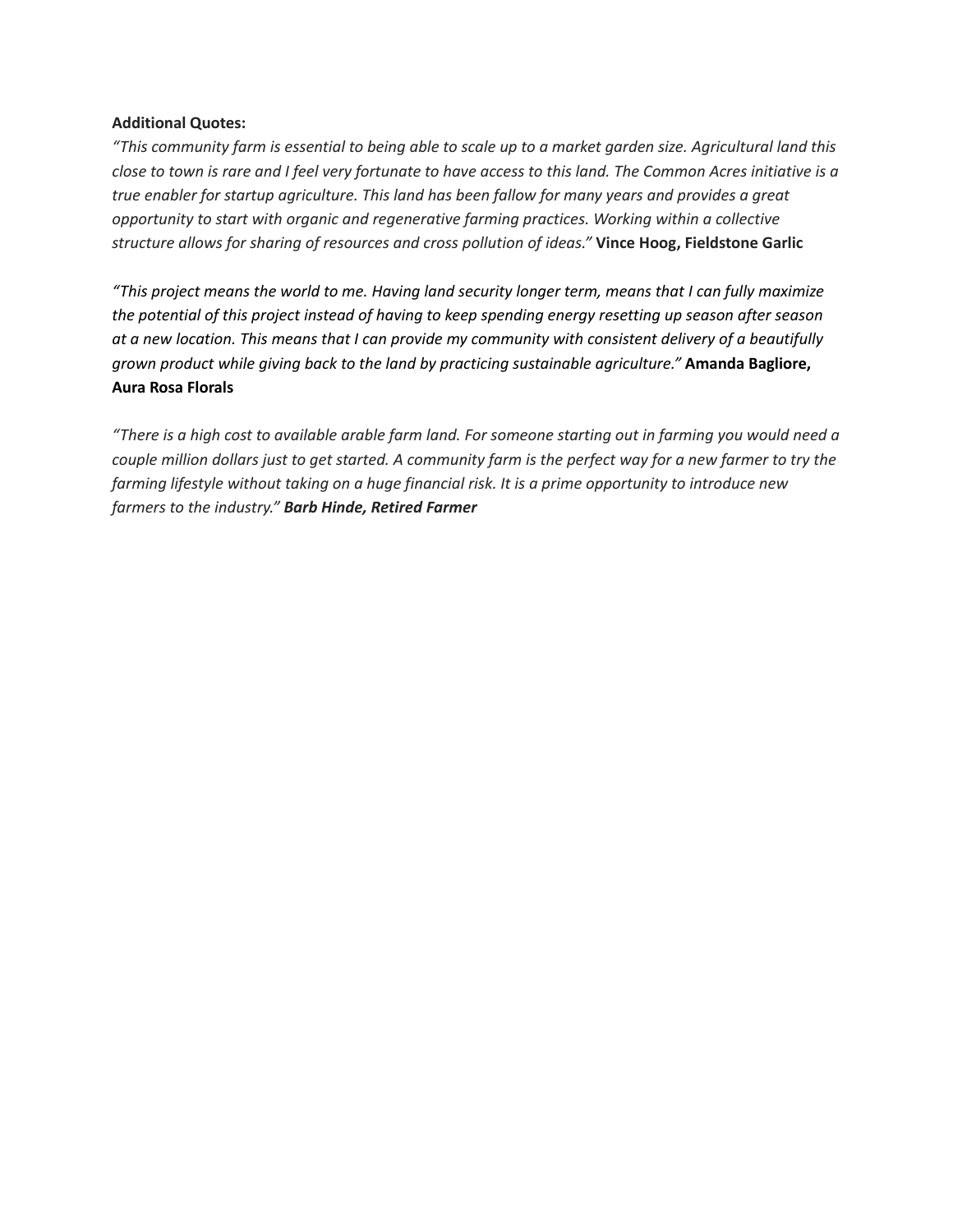**Additional Quotes:**

*"This community farm is essential to being able to scale up to a market garden size. Agricultural land this close to town is rare and I feel very fortunate to have access to this land. The Common Acres initiative is a true enabler for startup agriculture. This land has been fallow for many years and provides a great opportunity to start with organic and regenerative farming practices. Working within a collective structure allows for sharing of resources and cross pollution of ideas."* **Vince Hoog, Fieldstone Garlic**

*"This project means the world to me. Having land security longer term, means that I can fully maximize the potential of this project instead of having to keep spending energy resetting up season after season at a new location. This means that I can provide my community with consistent delivery of a beautifully grown product while giving back to the land by practicing sustainable agriculture."* **Amanda Bagliore, Aura Rosa Florals**

*"There is a high cost to available arable farm land. For someone starting out in farming you would need a couple million dollars just to get started. A community farm is the perfect way for a new farmer to try the farming lifestyle without taking on a huge financial risk. It is a prime opportunity to introduce new farmers to the industry."* ***Barb Hinde, Retired Farmer***